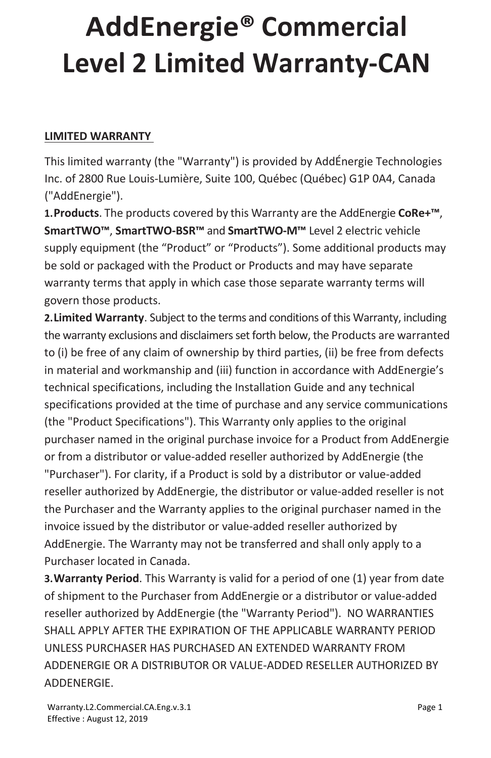# AddEnergie® Commercial Level 2 Limited Warranty-CAN

## LIMITED WARRANTY

This limited warranty (the "Warranty") is provided by AddÉnergie Technologies Inc. of 2800 Rue Louis-Lumière, Suite 100, Québec (Québec) G1P 0A4, Canada ("AddEnergie").

**1. Products**. The products covered by this Warranty are the AddEnergie **CoRe+™**, **SmartTWO™**, **SmartTWO-BSR™** and **SmartTWO-M™** Level 2 electric vehicle supply equipment (the "Product" or "Products"). Some additional products may be sold or packaged with the Product or Products and may have separate warranty terms that apply in which case those separate warranty terms will govern those products.

**2. Limited Warranty**. Subject to the terms and conditions of this Warranty, including the warranty exclusions and disclaimers set forth below, the Products are warranted to (i) be free of any claim of ownership by third parties, (ii) be free from defects in material and workmanship and (iii) function in accordance with AddEnergie's technical specifications, including the Installation Guide and any technical specifications provided at the time of purchase and any service communications (the "Product Specifications"). This Warranty only applies to the original purchaser named in the original purchase invoice for a Product from AddEnergie or from a distributor or value-added reseller authorized by AddEnergie (the "Purchaser"). For clarity, if a Product is sold by a distributor or value-added reseller authorized by AddEnergie, the distributor or value-added reseller is not the Purchaser and the Warranty applies to the original purchaser named in the invoice issued by the distributor or value-added reseller authorized by AddEnergie. The Warranty may not be transferred and shall only apply to a Purchaser located in Canada.

**3. Warranty Period**. This Warranty is valid for a period of one (1) year from date of shipment to the Purchaser from AddEnergie or a distributor or value-added reseller authorized by AddEnergie (the "Warranty Period"). NO WARRANTIES SHALL APPLY AFTER THE EXPIRATION OF THE APPLICABLE WARRANTY PERIOD UNLESS PURCHASER HAS PURCHASED AN EXTENDED WARRANTY FROM ADDENERGIE OR A DISTRIBUTOR OR VALUE-ADDED RESELLER AUTHORIZED BY ADDENERGIE.

Warranty.L2.Commercial.CA.Eng.v.3.1
Effective : August 12, 2019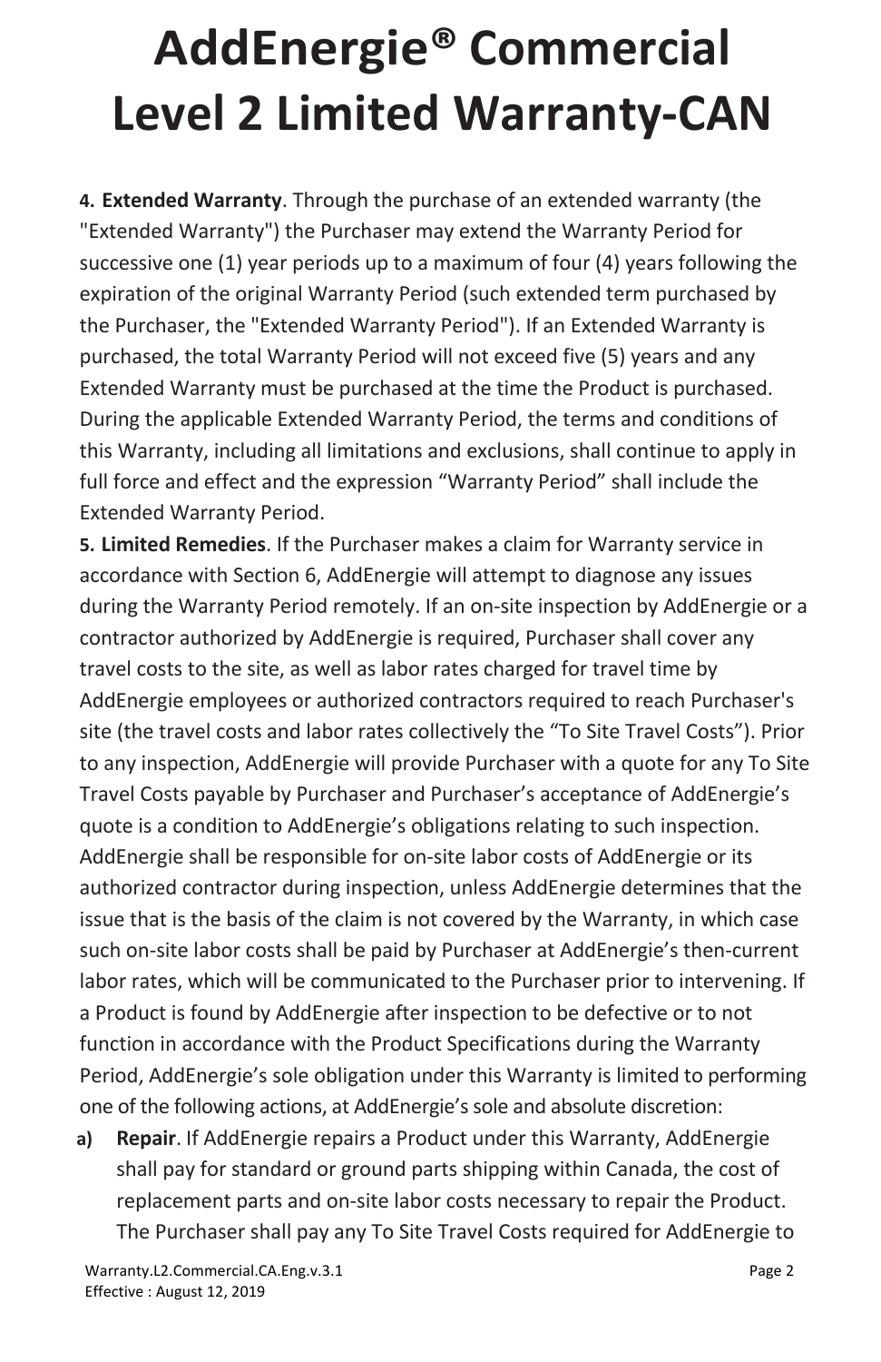# AddEnergie® Commercial Level 2 Limited Warranty-CAN

**4. Extended Warranty**. Through the purchase of an extended warranty (the "Extended Warranty") the Purchaser may extend the Warranty Period for successive one (1) year periods up to a maximum of four (4) years following the expiration of the original Warranty Period (such extended term purchased by the Purchaser, the "Extended Warranty Period"). If an Extended Warranty is purchased, the total Warranty Period will not exceed five (5) years and any Extended Warranty must be purchased at the time the Product is purchased. During the applicable Extended Warranty Period, the terms and conditions of this Warranty, including all limitations and exclusions, shall continue to apply in full force and effect and the expression "Warranty Period" shall include the Extended Warranty Period.

**5. Limited Remedies**. If the Purchaser makes a claim for Warranty service in accordance with Section 6, AddEnergie will attempt to diagnose any issues during the Warranty Period remotely. If an on-site inspection by AddEnergie or a contractor authorized by AddEnergie is required, Purchaser shall cover any travel costs to the site, as well as labor rates charged for travel time by AddEnergie employees or authorized contractors required to reach Purchaser's site (the travel costs and labor rates collectively the "To Site Travel Costs"). Prior to any inspection, AddEnergie will provide Purchaser with a quote for any To Site Travel Costs payable by Purchaser and Purchaser's acceptance of AddEnergie's quote is a condition to AddEnergie's obligations relating to such inspection. AddEnergie shall be responsible for on-site labor costs of AddEnergie or its authorized contractor during inspection, unless AddEnergie determines that the issue that is the basis of the claim is not covered by the Warranty, in which case such on-site labor costs shall be paid by Purchaser at AddEnergie's then-current labor rates, which will be communicated to the Purchaser prior to intervening. If a Product is found by AddEnergie after inspection to be defective or to not function in accordance with the Product Specifications during the Warranty Period, AddEnergie's sole obligation under this Warranty is limited to performing one of the following actions, at AddEnergie's sole and absolute discretion:

- **a) Repair**. If AddEnergie repairs a Product under this Warranty, AddEnergie shall pay for standard or ground parts shipping within Canada, the cost of replacement parts and on-site labor costs necessary to repair the Product. The Purchaser shall pay any To Site Travel Costs required for AddEnergie to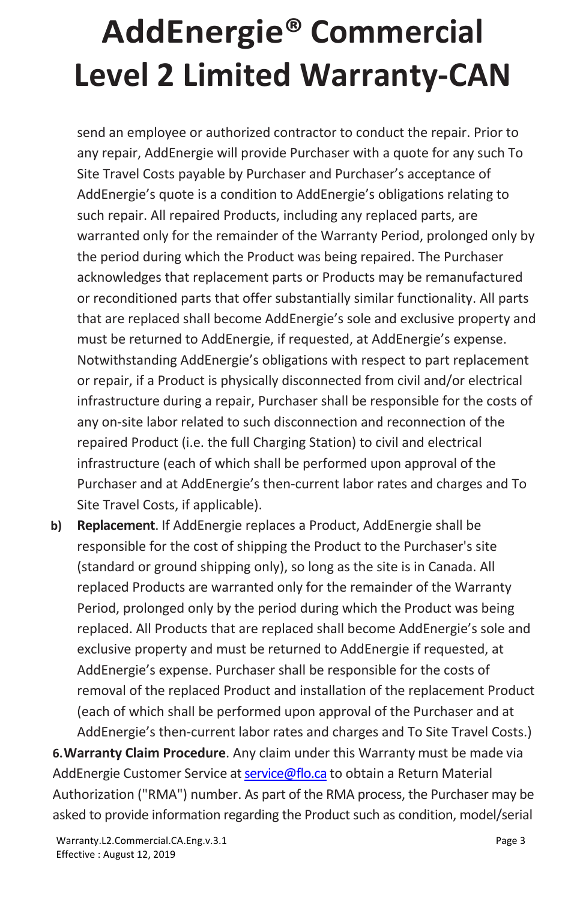send an employee or authorized contractor to conduct the repair. Prior to any repair, AddEnergie will provide Purchaser with a quote for any such To Site Travel Costs payable by Purchaser and Purchaser's acceptance of AddEnergie's quote is a condition to AddEnergie's obligations relating to such repair. All repaired Products, including any replaced parts, are warranted only for the remainder of the Warranty Period, prolonged only by the period during which the Product was being repaired. The Purchaser acknowledges that replacement parts or Products may be remanufactured or reconditioned parts that offer substantially similar functionality. All parts that are replaced shall become AddEnergie's sole and exclusive property and must be returned to AddEnergie, if requested, at AddEnergie's expense. Notwithstanding AddEnergie's obligations with respect to part replacement or repair, if a Product is physically disconnected from civil and/or electrical infrastructure during a repair, Purchaser shall be responsible for the costs of any on-site labor related to such disconnection and reconnection of the repaired Product (i.e. the full Charging Station) to civil and electrical infrastructure (each of which shall be performed upon approval of the Purchaser and at AddEnergie's then-current labor rates and charges and To Site Travel Costs, if applicable).

**b)** **Replacement**. If AddEnergie replaces a Product, AddEnergie shall be responsible for the cost of shipping the Product to the Purchaser's site (standard or ground shipping only), so long as the site is in Canada. All replaced Products are warranted only for the remainder of the Warranty Period, prolonged only by the period during which the Product was being replaced. All Products that are replaced shall become AddEnergie's sole and exclusive property and must be returned to AddEnergie if requested, at AddEnergie's expense. Purchaser shall be responsible for the costs of removal of the replaced Product and installation of the replacement Product (each of which shall be performed upon approval of the Purchaser and at AddEnergie's then-current labor rates and charges and To Site Travel Costs.)

**6. Warranty Claim Procedure**. Any claim under this Warranty must be made via AddEnergie Customer Service at service@flo.ca to obtain a Return Material Authorization ("RMA") number. As part of the RMA process, the Purchaser may be asked to provide information regarding the Product such as condition, model/serial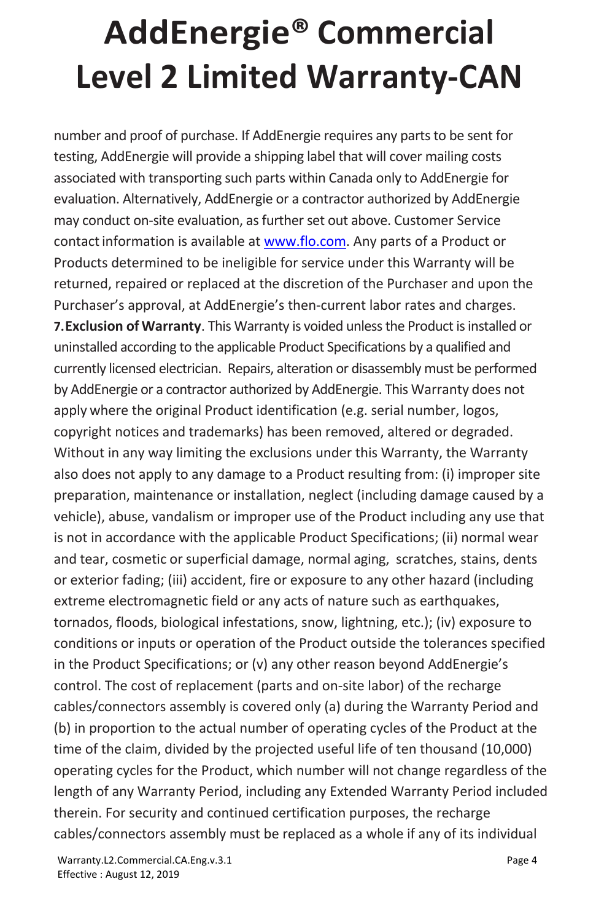number and proof of purchase. If AddEnergie requires any parts to be sent for testing, AddEnergie will provide a shipping label that will cover mailing costs associated with transporting such parts within Canada only to AddEnergie for evaluation. Alternatively, AddEnergie or a contractor authorized by AddEnergie may conduct on-site evaluation, as further set out above. Customer Service contact information is available at [www.flo.com](http://www.flo.com). Any parts of a Product or Products determined to be ineligible for service under this Warranty will be returned, repaired or replaced at the discretion of the Purchaser and upon the Purchaser's approval, at AddEnergie's then-current labor rates and charges.

**7. Exclusion of Warranty**. This Warranty is voided unless the Product is installed or uninstalled according to the applicable Product Specifications by a qualified and currently licensed electrician. Repairs, alteration or disassembly must be performed by AddEnergie or a contractor authorized by AddEnergie. This Warranty does not apply where the original Product identification (e.g. serial number, logos, copyright notices and trademarks) has been removed, altered or degraded. Without in any way limiting the exclusions under this Warranty, the Warranty also does not apply to any damage to a Product resulting from: (i) improper site preparation, maintenance or installation, neglect (including damage caused by a vehicle), abuse, vandalism or improper use of the Product including any use that is not in accordance with the applicable Product Specifications; (ii) normal wear and tear, cosmetic or superficial damage, normal aging, scratches, stains, dents or exterior fading; (iii) accident, fire or exposure to any other hazard (including extreme electromagnetic field or any acts of nature such as earthquakes, tornados, floods, biological infestations, snow, lightning, etc.); (iv) exposure to conditions or inputs or operation of the Product outside the tolerances specified in the Product Specifications; or (v) any other reason beyond AddEnergie's control. The cost of replacement (parts and on-site labor) of the recharge cables/connectors assembly is covered only (a) during the Warranty Period and (b) in proportion to the actual number of operating cycles of the Product at the time of the claim, divided by the projected useful life of ten thousand (10,000) operating cycles for the Product, which number will not change regardless of the length of any Warranty Period, including any Extended Warranty Period included therein. For security and continued certification purposes, the recharge cables/connectors assembly must be replaced as a whole if any of its individual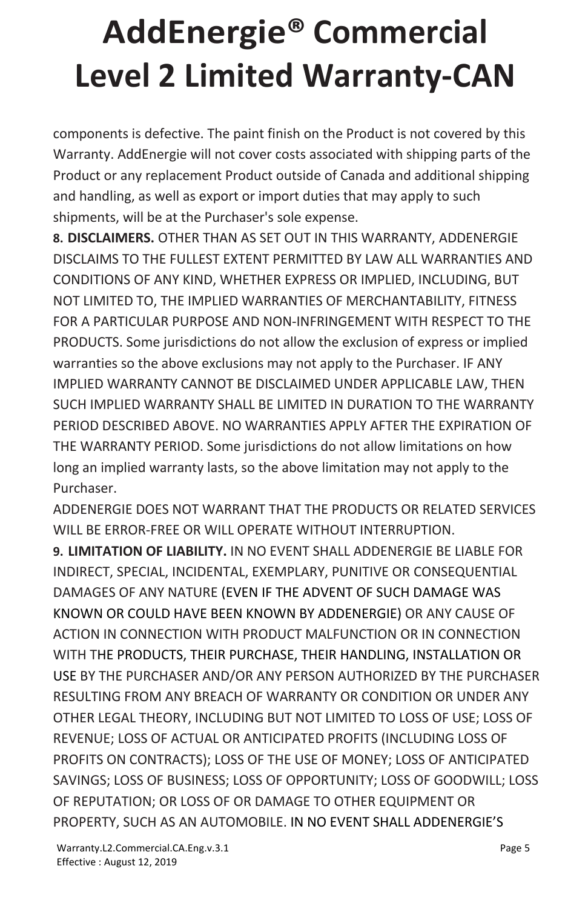components is defective. The paint finish on the Product is not covered by this Warranty. AddEnergie will not cover costs associated with shipping parts of the Product or any replacement Product outside of Canada and additional shipping and handling, as well as export or import duties that may apply to such shipments, will be at the Purchaser's sole expense.

**8. DISCLAIMERS.** OTHER THAN AS SET OUT IN THIS WARRANTY, ADDENERGIE DISCLAIMS TO THE FULLEST EXTENT PERMITTED BY LAW ALL WARRANTIES AND CONDITIONS OF ANY KIND, WHETHER EXPRESS OR IMPLIED, INCLUDING, BUT NOT LIMITED TO, THE IMPLIED WARRANTIES OF MERCHANTABILITY, FITNESS FOR A PARTICULAR PURPOSE AND NON-INFRINGEMENT WITH RESPECT TO THE PRODUCTS. Some jurisdictions do not allow the exclusion of express or implied warranties so the above exclusions may not apply to the Purchaser. IF ANY IMPLIED WARRANTY CANNOT BE DISCLAIMED UNDER APPLICABLE LAW, THEN SUCH IMPLIED WARRANTY SHALL BE LIMITED IN DURATION TO THE WARRANTY PERIOD DESCRIBED ABOVE. NO WARRANTIES APPLY AFTER THE EXPIRATION OF THE WARRANTY PERIOD. Some jurisdictions do not allow limitations on how long an implied warranty lasts, so the above limitation may not apply to the Purchaser.

ADDENERGIE DOES NOT WARRANT THAT THE PRODUCTS OR RELATED SERVICES WILL BE ERROR-FREE OR WILL OPERATE WITHOUT INTERRUPTION.

**9. LIMITATION OF LIABILITY.** IN NO EVENT SHALL ADDENERGIE BE LIABLE FOR INDIRECT, SPECIAL, INCIDENTAL, EXEMPLARY, PUNITIVE OR CONSEQUENTIAL DAMAGES OF ANY NATURE (EVEN IF THE ADVENT OF SUCH DAMAGE WAS KNOWN OR COULD HAVE BEEN KNOWN BY ADDENERGIE) OR ANY CAUSE OF ACTION IN CONNECTION WITH PRODUCT MALFUNCTION OR IN CONNECTION WITH THE PRODUCTS, THEIR PURCHASE, THEIR HANDLING, INSTALLATION OR USE BY THE PURCHASER AND/OR ANY PERSON AUTHORIZED BY THE PURCHASER RESULTING FROM ANY BREACH OF WARRANTY OR CONDITION OR UNDER ANY OTHER LEGAL THEORY, INCLUDING BUT NOT LIMITED TO LOSS OF USE; LOSS OF REVENUE; LOSS OF ACTUAL OR ANTICIPATED PROFITS (INCLUDING LOSS OF PROFITS ON CONTRACTS); LOSS OF THE USE OF MONEY; LOSS OF ANTICIPATED SAVINGS; LOSS OF BUSINESS; LOSS OF OPPORTUNITY; LOSS OF GOODWILL; LOSS OF REPUTATION; OR LOSS OF OR DAMAGE TO OTHER EQUIPMENT OR PROPERTY, SUCH AS AN AUTOMOBILE. IN NO EVENT SHALL ADDENERGIE'S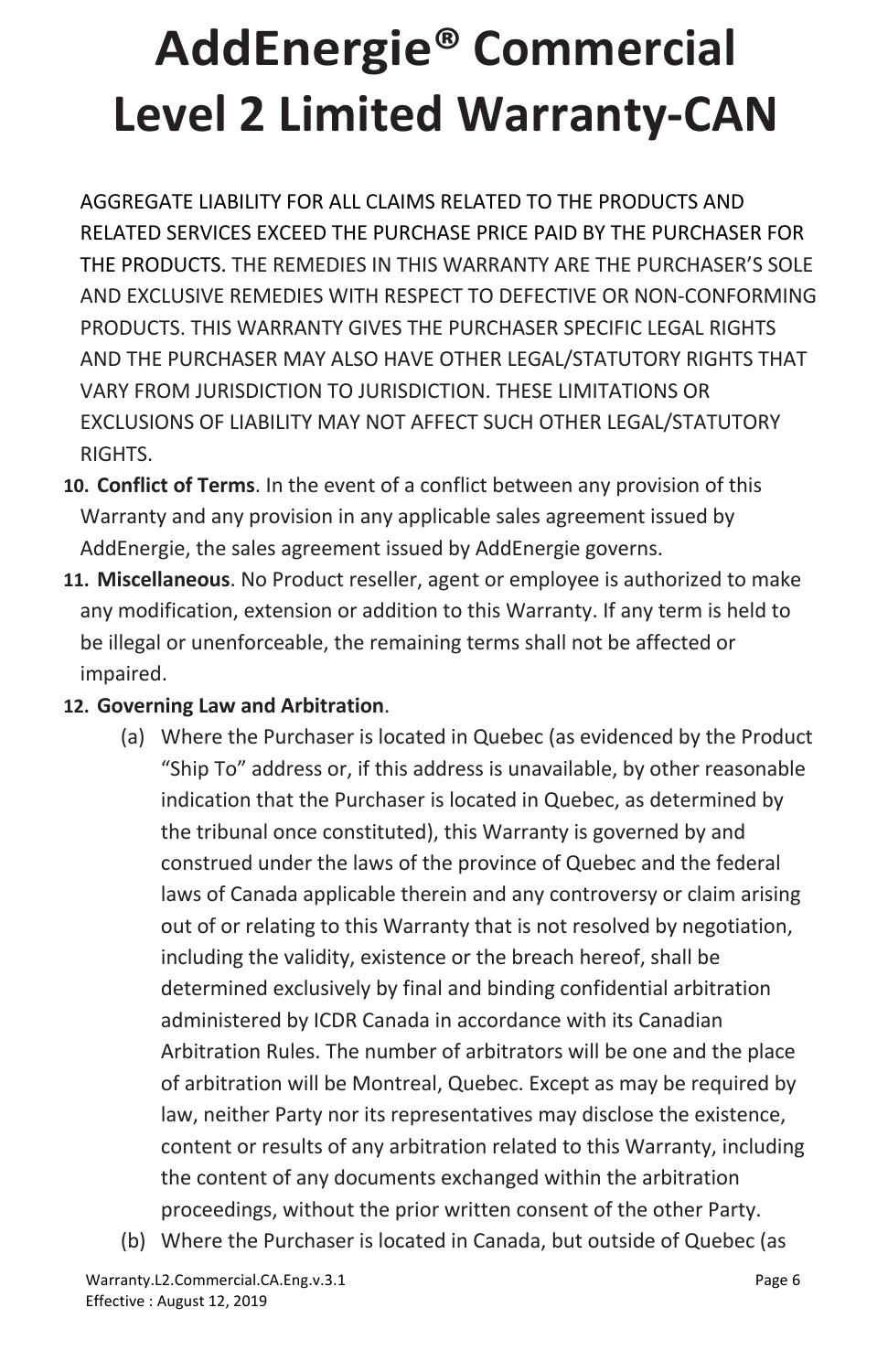# AddEnergie® Commercial Level 2 Limited Warranty-CAN

AGGREGATE LIABILITY FOR ALL CLAIMS RELATED TO THE PRODUCTS AND RELATED SERVICES EXCEED THE PURCHASE PRICE PAID BY THE PURCHASER FOR THE PRODUCTS. THE REMEDIES IN THIS WARRANTY ARE THE PURCHASER'S SOLE AND EXCLUSIVE REMEDIES WITH RESPECT TO DEFECTIVE OR NON-CONFORMING PRODUCTS. THIS WARRANTY GIVES THE PURCHASER SPECIFIC LEGAL RIGHTS AND THE PURCHASER MAY ALSO HAVE OTHER LEGAL/STATUTORY RIGHTS THAT VARY FROM JURISDICTION TO JURISDICTION. THESE LIMITATIONS OR EXCLUSIONS OF LIABILITY MAY NOT AFFECT SUCH OTHER LEGAL/STATUTORY RIGHTS.

10. **Conflict of Terms**. In the event of a conflict between any provision of this Warranty and any provision in any applicable sales agreement issued by AddEnergie, the sales agreement issued by AddEnergie governs.
11. **Miscellaneous**. No Product reseller, agent or employee is authorized to make any modification, extension or addition to this Warranty. If any term is held to be illegal or unenforceable, the remaining terms shall not be affected or impaired.
12. **Governing Law and Arbitration**.
    (a) Where the Purchaser is located in Quebec (as evidenced by the Product "Ship To" address or, if this address is unavailable, by other reasonable indication that the Purchaser is located in Quebec, as determined by the tribunal once constituted), this Warranty is governed by and construed under the laws of the province of Quebec and the federal laws of Canada applicable therein and any controversy or claim arising out of or relating to this Warranty that is not resolved by negotiation, including the validity, existence or the breach hereof, shall be determined exclusively by final and binding confidential arbitration administered by ICDR Canada in accordance with its Canadian Arbitration Rules. The number of arbitrators will be one and the place of arbitration will be Montreal, Quebec. Except as may be required by law, neither Party nor its representatives may disclose the existence, content or results of any arbitration related to this Warranty, including the content of any documents exchanged within the arbitration proceedings, without the prior written consent of the other Party.

    (b) Where the Purchaser is located in Canada, but outside of Quebec (as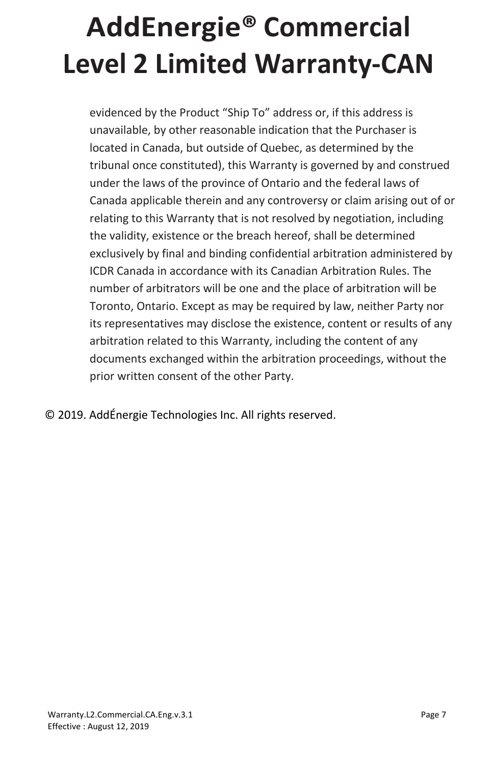evidenced by the Product “Ship To” address or, if this address is unavailable, by other reasonable indication that the Purchaser is located in Canada, but outside of Quebec, as determined by the tribunal once constituted), this Warranty is governed by and construed under the laws of the province of Ontario and the federal laws of Canada applicable therein and any controversy or claim arising out of or relating to this Warranty that is not resolved by negotiation, including the validity, existence or the breach hereof, shall be determined exclusively by final and binding confidential arbitration administered by ICDR Canada in accordance with its Canadian Arbitration Rules. The number of arbitrators will be one and the place of arbitration will be Toronto, Ontario. Except as may be required by law, neither Party nor its representatives may disclose the existence, content or results of any arbitration related to this Warranty, including the content of any documents exchanged within the arbitration proceedings, without the prior written consent of the other Party.

© 2019. AddÉnergie Technologies Inc. All rights reserved.